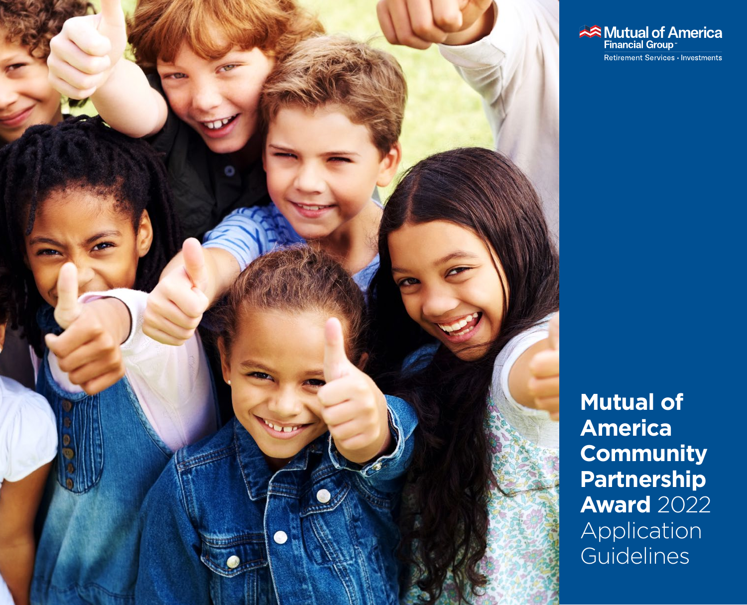Mutual of America Financial Group

Retirement Services • Investments

# Mutual of America Community Partnership Award 2022 Application Guidelines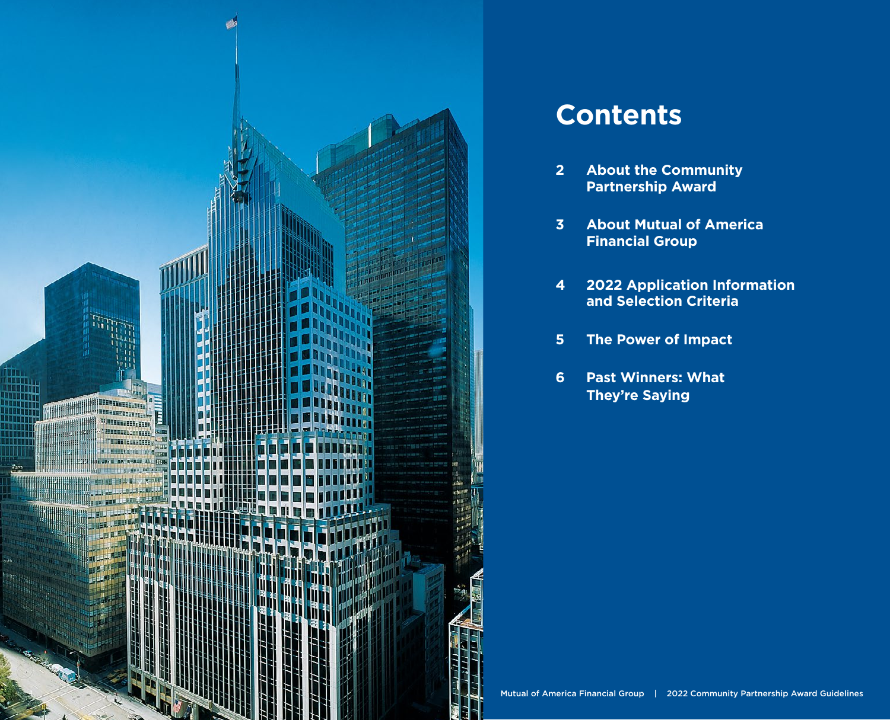# Contents

2 About the Community Partnership Award

3 About Mutual of America Financial Group

4 2022 Application Information and Selection Criteria

5 The Power of Impact

6 Past Winners: What They're Saying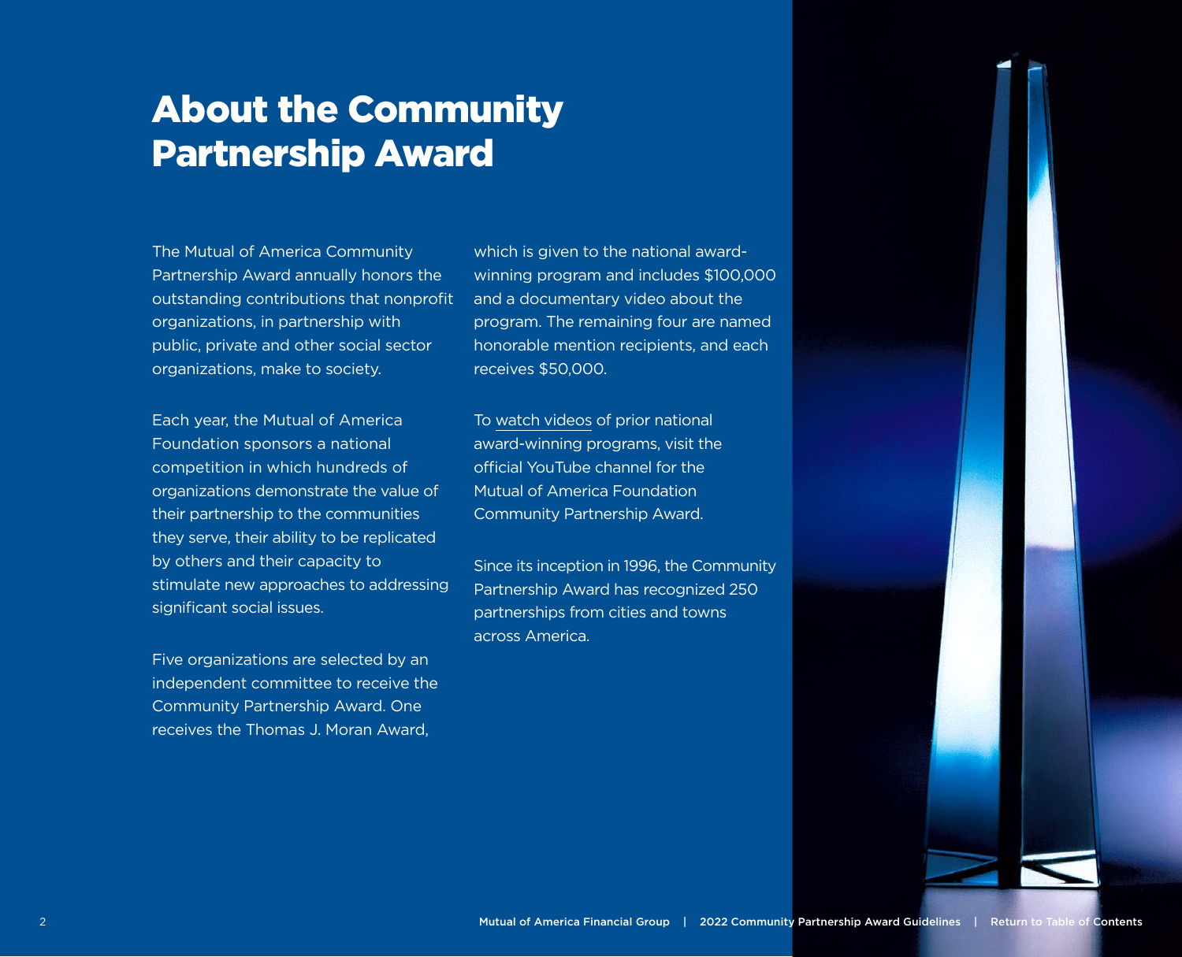# About the Community Partnership Award

The Mutual of America Community Partnership Award annually honors the outstanding contributions that nonprofit organizations, in partnership with public, private and other social sector organizations, make to society.

Each year, the Mutual of America Foundation sponsors a national competition in which hundreds of organizations demonstrate the value of their partnership to the communities they serve, their ability to be replicated by others and their capacity to stimulate new approaches to addressing significant social issues.

Five organizations are selected by an independent committee to receive the Community Partnership Award. One receives the Thomas J. Moran Award, which is given to the national award-winning program and includes $100,000 and a documentary video about the program. The remaining four are named honorable mention recipients, and each receives $50,000.

To watch videos of prior national award-winning programs, visit the official YouTube channel for the Mutual of America Foundation Community Partnership Award.

Since its inception in 1996, the Community Partnership Award has recognized 250 partnerships from cities and towns across America.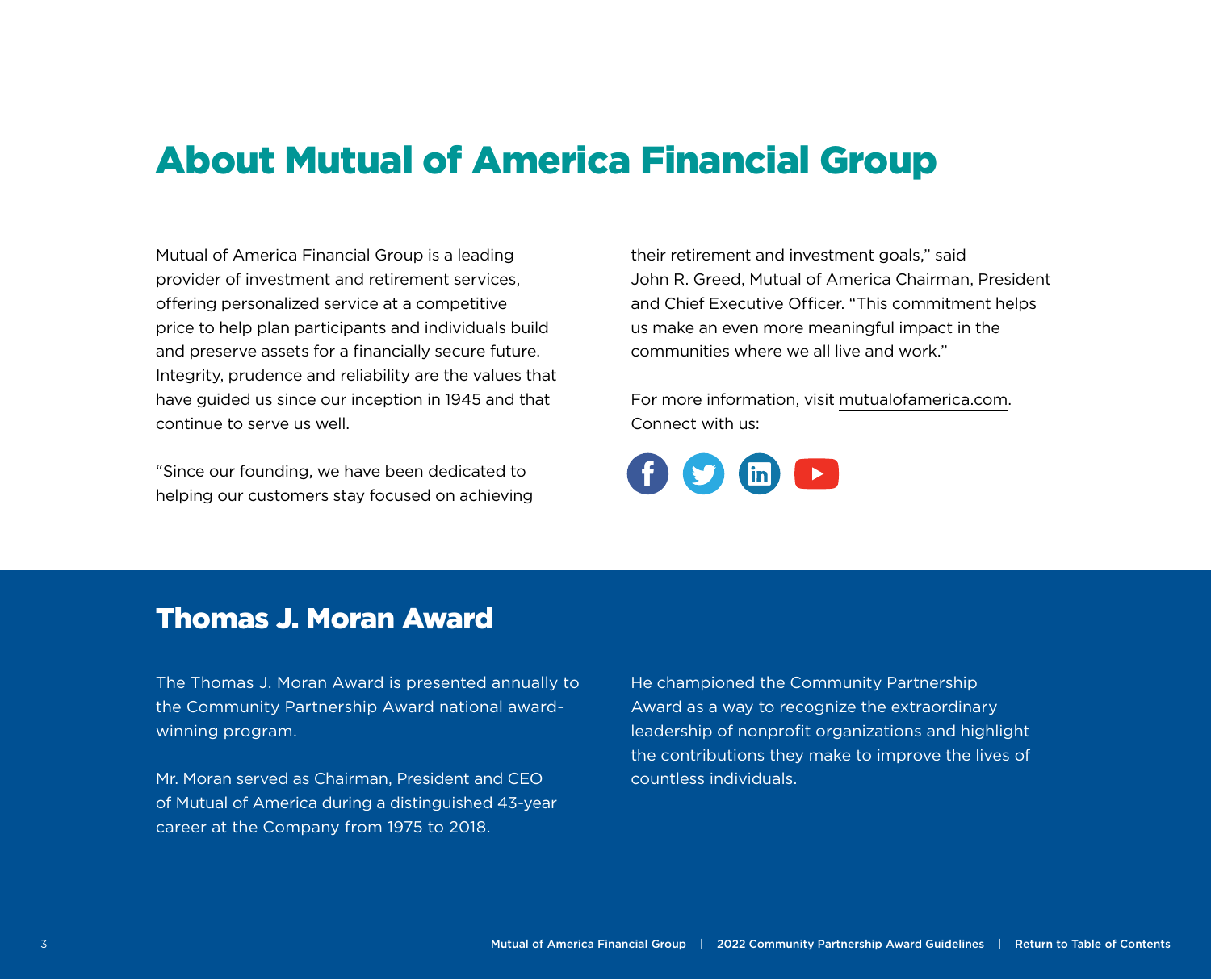# About Mutual of America Financial Group

Mutual of America Financial Group is a leading provider of investment and retirement services, offering personalized service at a competitive price to help plan participants and individuals build and preserve assets for a financially secure future. Integrity, prudence and reliability are the values that have guided us since our inception in 1945 and that continue to serve us well.

"Since our founding, we have been dedicated to helping our customers stay focused on achieving their retirement and investment goals," said John R. Greed, Mutual of America Chairman, President and Chief Executive Officer. "This commitment helps us make an even more meaningful impact in the communities where we all live and work."

For more information, visit mutualofamerica.com.
Connect with us:

## Thomas J. Moran Award

The Thomas J. Moran Award is presented annually to the Community Partnership Award national award-winning program.

Mr. Moran served as Chairman, President and CEO of Mutual of America during a distinguished 43-year career at the Company from 1975 to 2018.

He championed the Community Partnership Award as a way to recognize the extraordinary leadership of nonprofit organizations and highlight the contributions they make to improve the lives of countless individuals.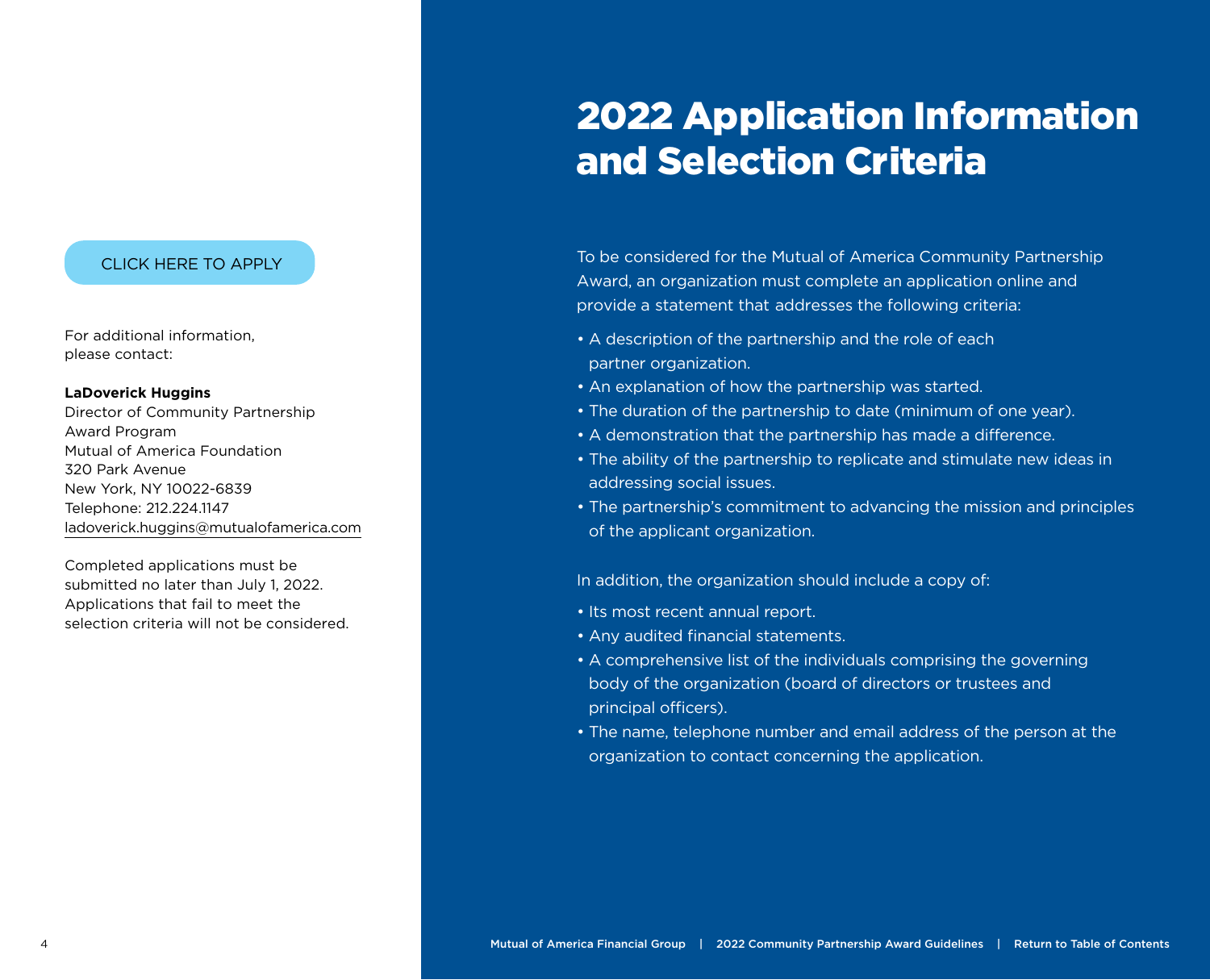# 2022 Application Information and Selection Criteria

To be considered for the Mutual of America Community Partnership Award, an organization must complete an application online and provide a statement that addresses the following criteria:

- A description of the partnership and the role of each partner organization.
- An explanation of how the partnership was started.
- The duration of the partnership to date (minimum of one year).
- A demonstration that the partnership has made a difference.
- The ability of the partnership to replicate and stimulate new ideas in addressing social issues.
- The partnership's commitment to advancing the mission and principles of the applicant organization.

In addition, the organization should include a copy of:

- Its most recent annual report.
- Any audited financial statements.
- A comprehensive list of the individuals comprising the governing body of the organization (board of directors or trustees and principal officers).
- The name, telephone number and email address of the person at the organization to contact concerning the application.

CLICK HERE TO APPLY

For additional information, please contact:

**LaDoverick Huggins**
Director of Community Partnership Award Program
Mutual of America Foundation
320 Park Avenue
New York, NY 10022-6839
Telephone: 212.224.1147
ladoverick.huggins@mutualofamerica.com

Completed applications must be submitted no later than July 1, 2022. Applications that fail to meet the selection criteria will not be considered.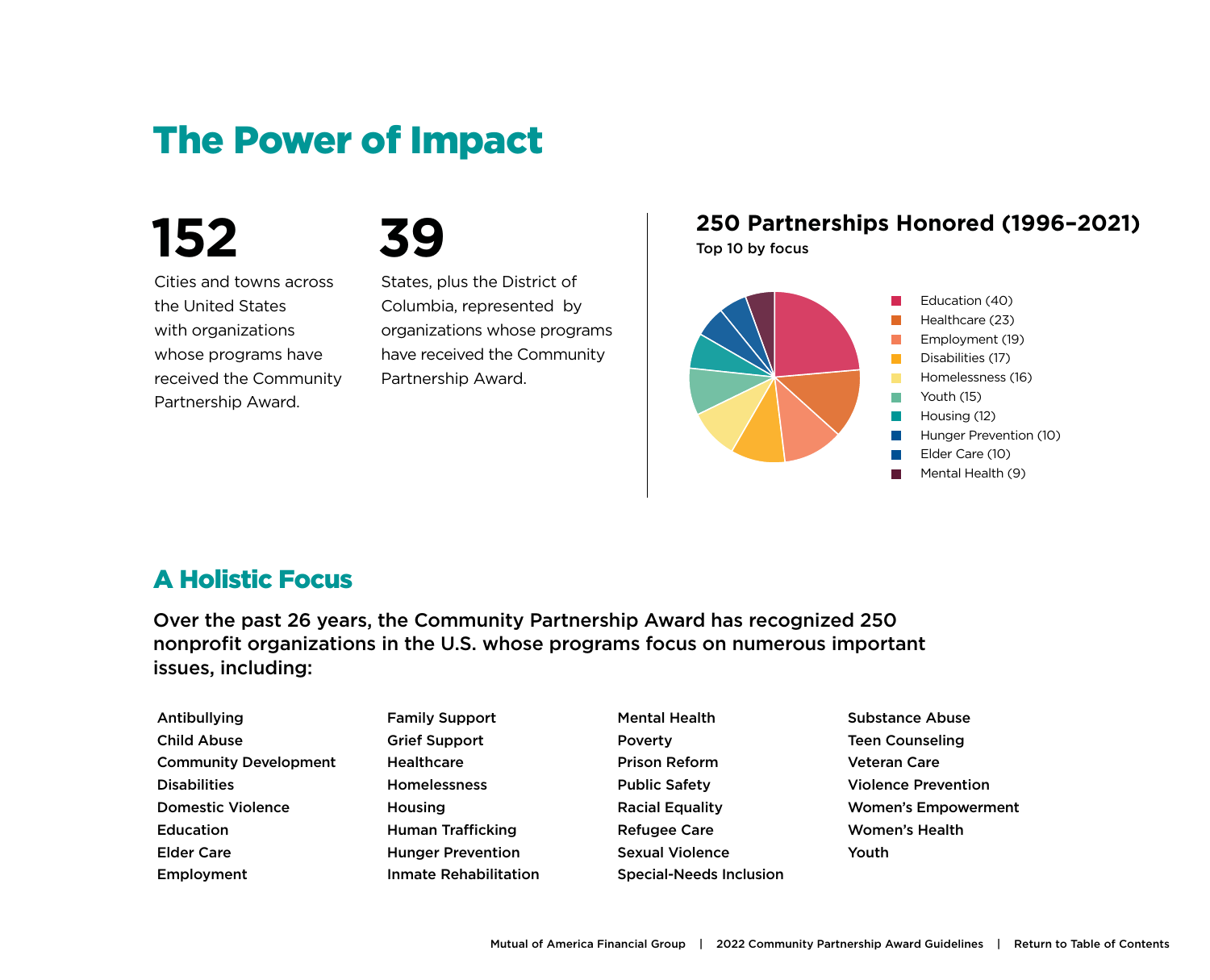# The Power of Impact

**152**

Cities and towns across the United States with organizations whose programs have received the Community Partnership Award.

**39**

States, plus the District of Columbia, represented by organizations whose programs have received the Community Partnership Award.

## 250 Partnerships Honored (1996–2021)

**Top 10 by focus**

- Education (40)
- Healthcare (23)
- Employment (19)
- Disabilities (17)
- Homelessness (16)
- Youth (15)
- Housing (12)
- Hunger Prevention (10)
- Elder Care (10)
- Mental Health (9)

## A Holistic Focus

**Over the past 26 years, the Community Partnership Award has recognized 250 nonprofit organizations in the U.S. whose programs focus on numerous important issues, including:**

- Antibullying
- Child Abuse
- Community Development
- Disabilities
- Domestic Violence
- Education
- Elder Care
- Employment
- Family Support
- Grief Support
- Healthcare
- Homelessness
- Housing
- Human Trafficking
- Hunger Prevention
- Inmate Rehabilitation
- Mental Health
- Poverty
- Prison Reform
- Public Safety
- Racial Equality
- Refugee Care
- Sexual Violence
- Special-Needs Inclusion
- Substance Abuse
- Teen Counseling
- Veteran Care
- Violence Prevention
- Women's Empowerment
- Women's Health
- Youth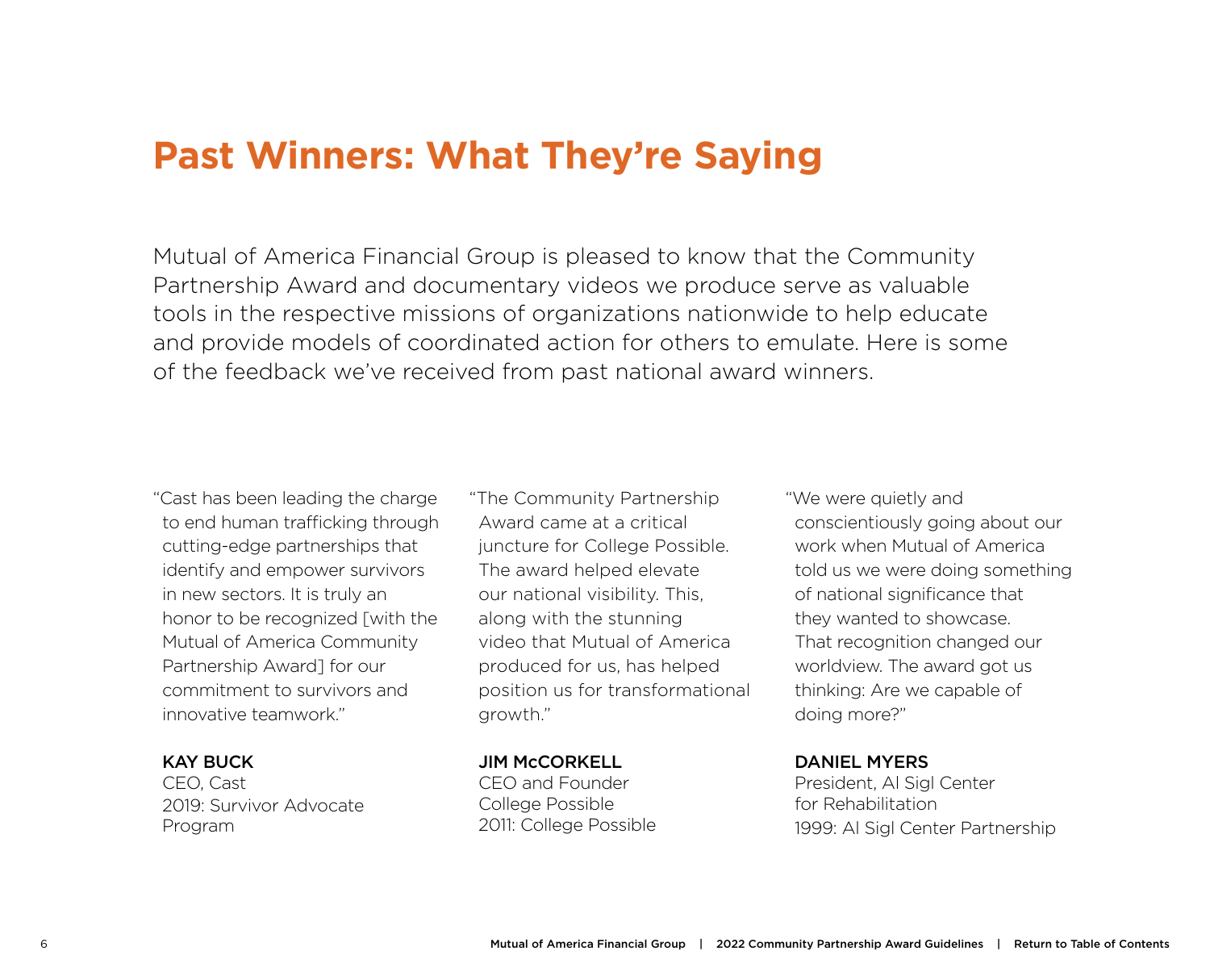# Past Winners: What They're Saying

Mutual of America Financial Group is pleased to know that the Community Partnership Award and documentary videos we produce serve as valuable tools in the respective missions of organizations nationwide to help educate and provide models of coordinated action for others to emulate. Here is some of the feedback we've received from past national award winners.

"Cast has been leading the charge to end human trafficking through cutting-edge partnerships that identify and empower survivors in new sectors. It is truly an honor to be recognized [with the Mutual of America Community Partnership Award] for our commitment to survivors and innovative teamwork."

**KAY BUCK**
CEO, Cast
2019: Survivor Advocate Program

"The Community Partnership Award came at a critical juncture for College Possible. The award helped elevate our national visibility. This, along with the stunning video that Mutual of America produced for us, has helped position us for transformational growth."

**JIM McCORKELL**
CEO and Founder
College Possible
2011: College Possible

"We were quietly and conscientiously going about our work when Mutual of America told us we were doing something of national significance that they wanted to showcase. That recognition changed our worldview. The award got us thinking: Are we capable of doing more?"

**DANIEL MYERS**
President, Al Sigl Center for Rehabilitation
1999: Al Sigl Center Partnership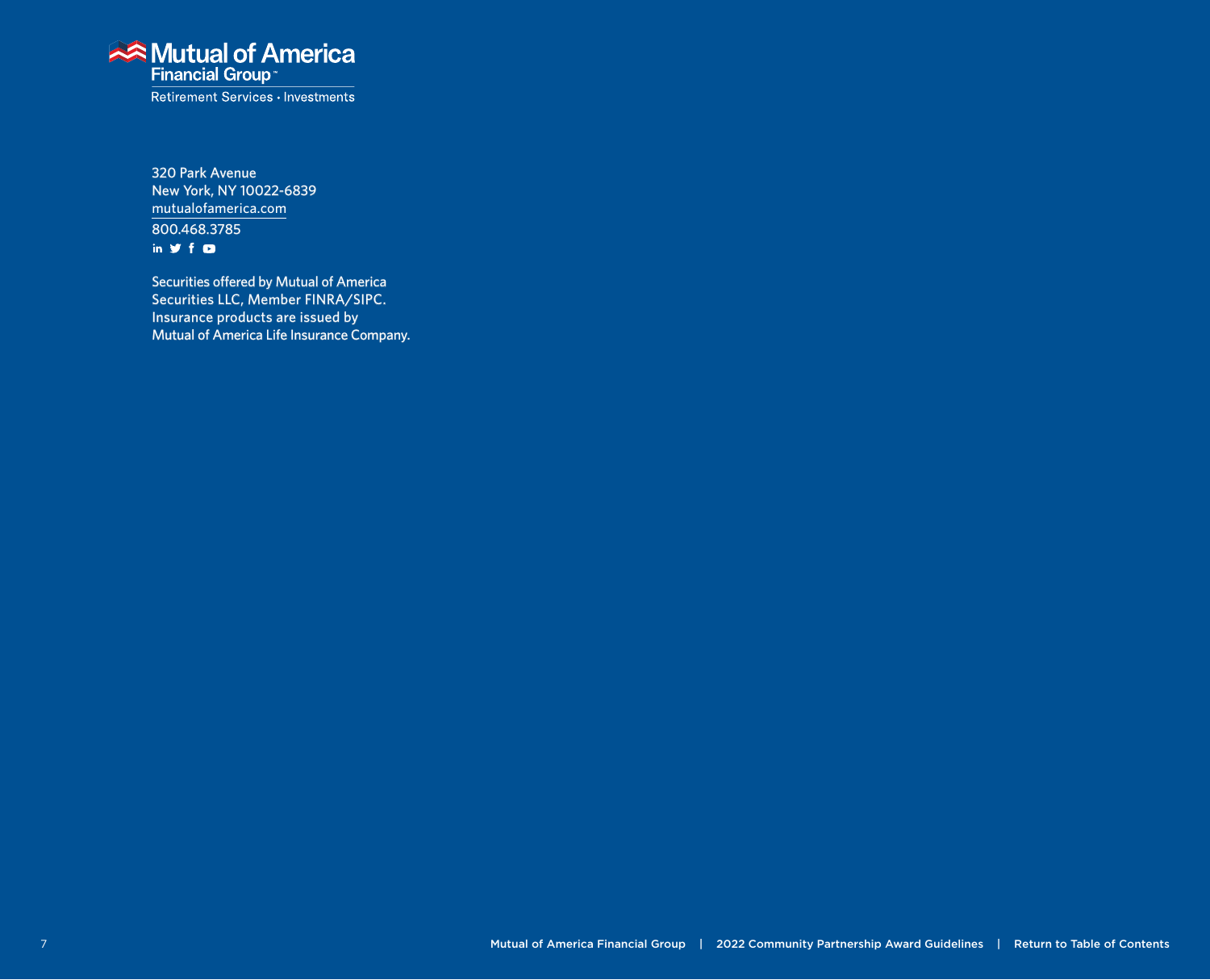Mutual of America
Financial Group™
Retirement Services · Investments

320 Park Avenue
New York, NY 10022-6839
mutualofamerica.com
800.468.3785

Securities offered by Mutual of America
Securities LLC, Member FINRA/SIPC.
Insurance products are issued by
Mutual of America Life Insurance Company.